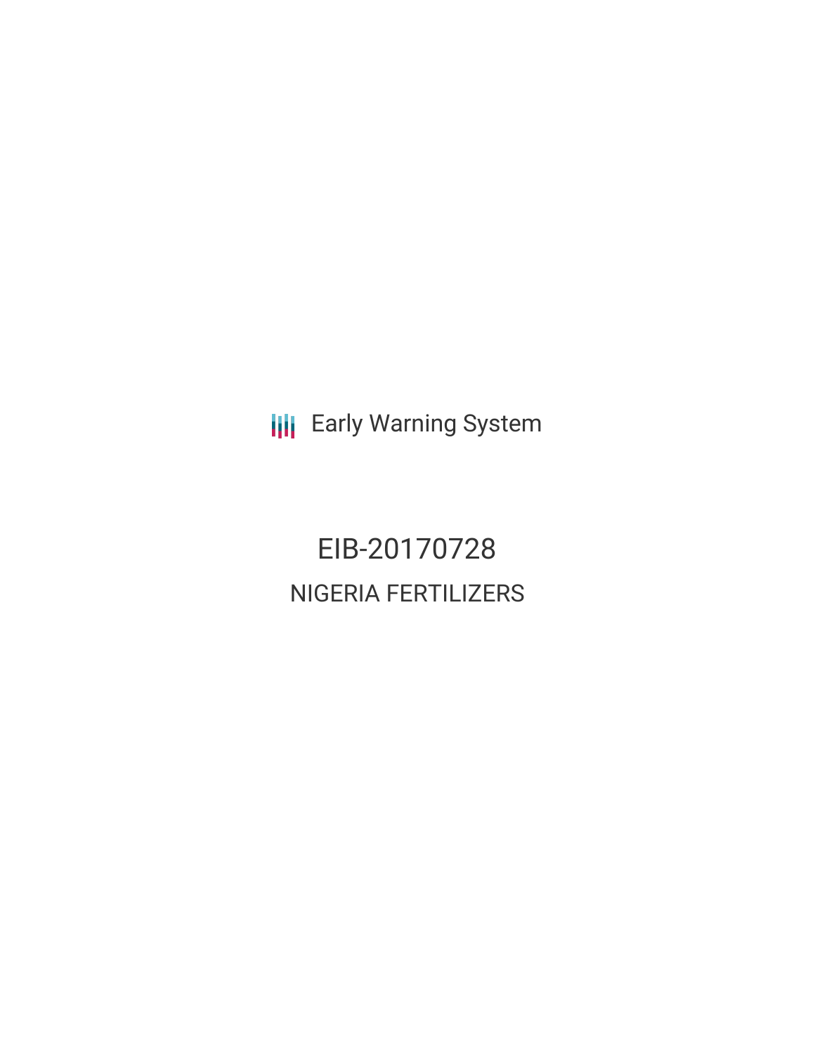Early Warning System

# EIB-20170728

## NIGERIA FERTILIZERS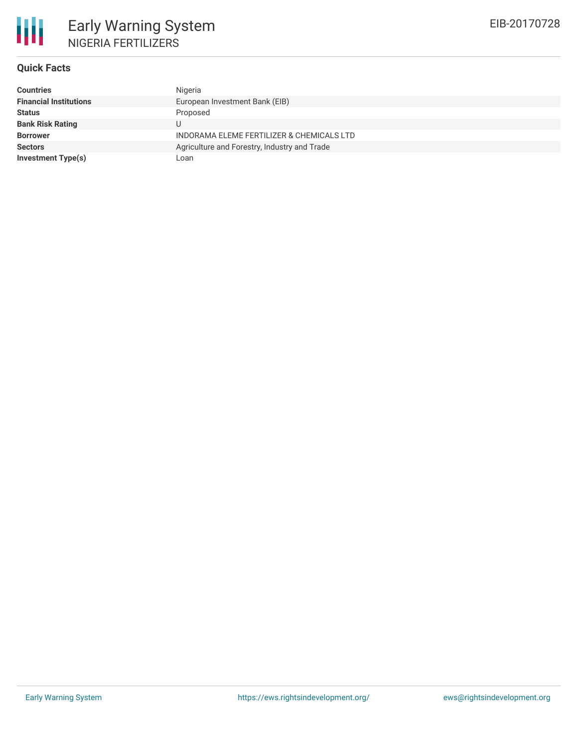# Early Warning System

## NIGERIA FERTILIZERS

EIB-20170728

### Quick Facts

| | |
|---|---|
| **Countries** | Nigeria |
| **Financial Institutions** | European Investment Bank (EIB) |
| **Status** | Proposed |
| **Bank Risk Rating** | U |
| **Borrower** | INDORAMA ELEME FERTILIZER & CHEMICALS LTD |
| **Sectors** | Agriculture and Forestry, Industry and Trade |
| **Investment Type(s)** | Loan |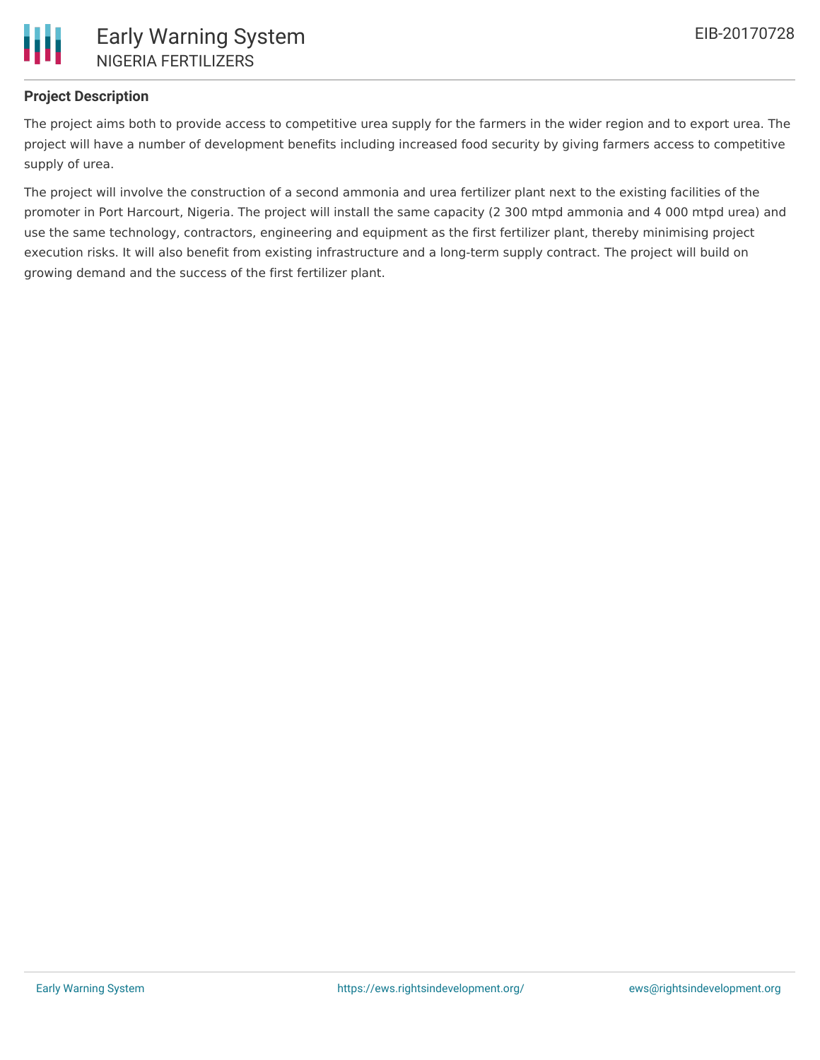## Project Description

The project aims both to provide access to competitive urea supply for the farmers in the wider region and to export urea. The project will have a number of development benefits including increased food security by giving farmers access to competitive supply of urea.

The project will involve the construction of a second ammonia and urea fertilizer plant next to the existing facilities of the promoter in Port Harcourt, Nigeria. The project will install the same capacity (2 300 mtpd ammonia and 4 000 mtpd urea) and use the same technology, contractors, engineering and equipment as the first fertilizer plant, thereby minimising project execution risks. It will also benefit from existing infrastructure and a long-term supply contract. The project will build on growing demand and the success of the first fertilizer plant.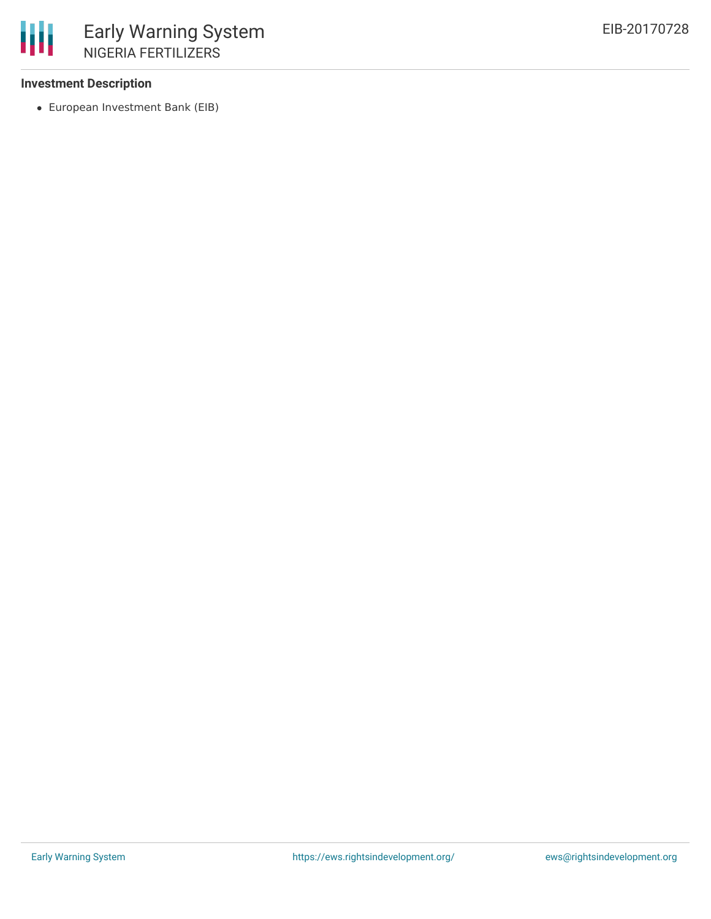**Investment Description**

- European Investment Bank (EIB)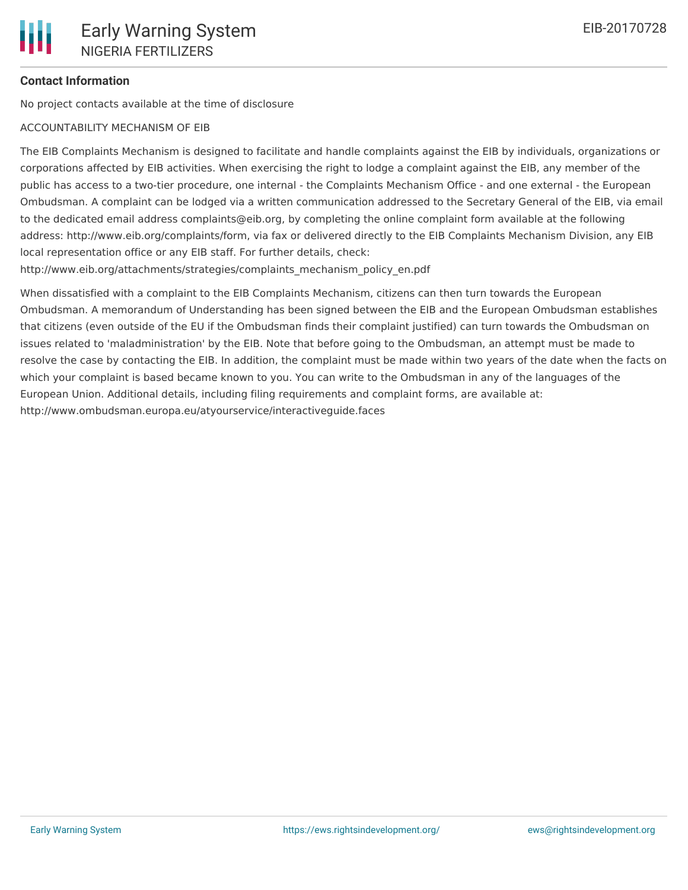**Contact Information**

No project contacts available at the time of disclosure

ACCOUNTABILITY MECHANISM OF EIB

The EIB Complaints Mechanism is designed to facilitate and handle complaints against the EIB by individuals, organizations or corporations affected by EIB activities. When exercising the right to lodge a complaint against the EIB, any member of the public has access to a two-tier procedure, one internal - the Complaints Mechanism Office - and one external - the European Ombudsman. A complaint can be lodged via a written communication addressed to the Secretary General of the EIB, via email to the dedicated email address complaints@eib.org, by completing the online complaint form available at the following address: http://www.eib.org/complaints/form, via fax or delivered directly to the EIB Complaints Mechanism Division, any EIB local representation office or any EIB staff. For further details, check: http://www.eib.org/attachments/strategies/complaints_mechanism_policy_en.pdf

When dissatisfied with a complaint to the EIB Complaints Mechanism, citizens can then turn towards the European Ombudsman. A memorandum of Understanding has been signed between the EIB and the European Ombudsman establishes that citizens (even outside of the EU if the Ombudsman finds their complaint justified) can turn towards the Ombudsman on issues related to 'maladministration' by the EIB. Note that before going to the Ombudsman, an attempt must be made to resolve the case by contacting the EIB. In addition, the complaint must be made within two years of the date when the facts on which your complaint is based became known to you. You can write to the Ombudsman in any of the languages of the European Union. Additional details, including filing requirements and complaint forms, are available at: http://www.ombudsman.europa.eu/atyourservice/interactiveguide.faces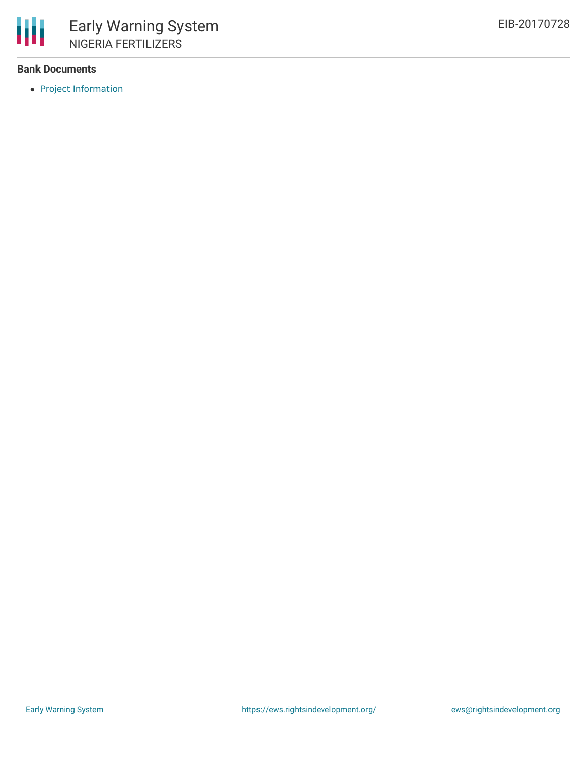**Bank Documents**

- Project Information